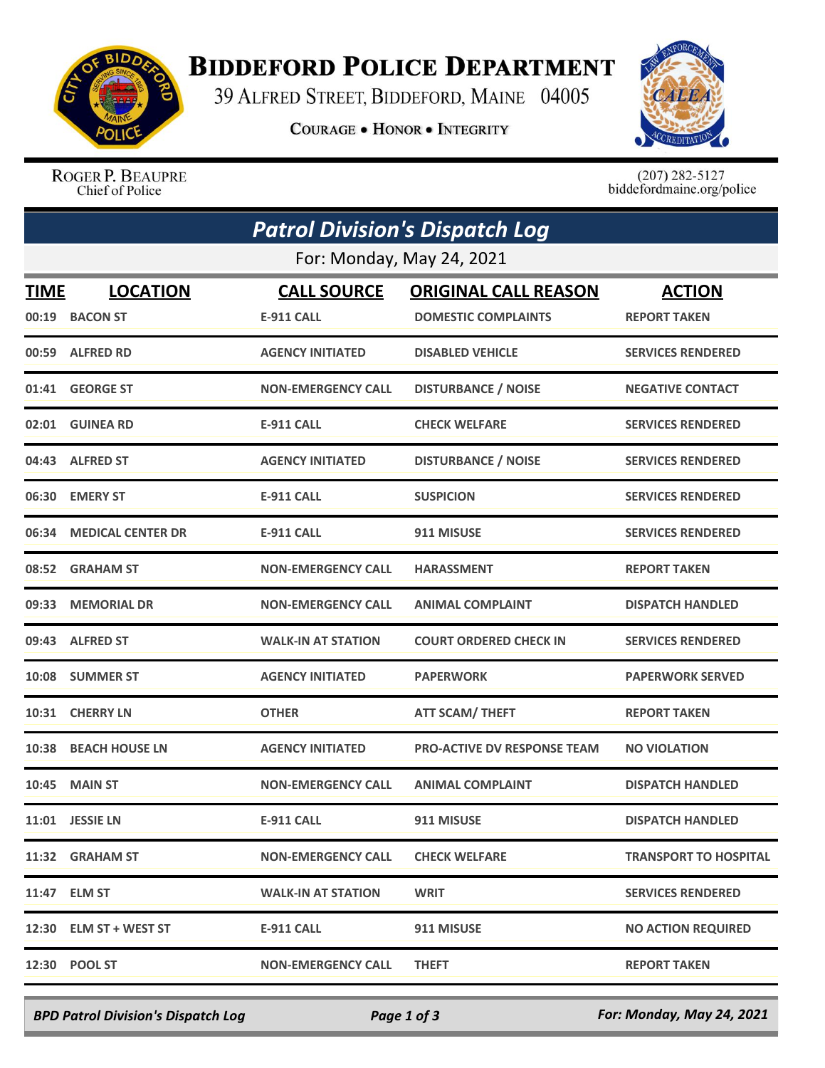# BIDDEFORD POLICE DEPARTMENT

39 ALFRED STREET, BIDDEFORD, MAINE 04005

COURAGE • HONOR • INTEGRITY

ROGER P. BEAUPRE
Chief of Police

(207) 282-5127
biddefordmaine.org/police

## *Patrol Division's Dispatch Log*

For: Monday, May 24, 2021

| TIME | LOCATION | CALL SOURCE | ORIGINAL CALL REASON | ACTION |
|---|---|---|---|---|
| 00:19 | BACON ST | E-911 CALL | DOMESTIC COMPLAINTS | REPORT TAKEN |
| 00:59 | ALFRED RD | AGENCY INITIATED | DISABLED VEHICLE | SERVICES RENDERED |
| 01:41 | GEORGE ST | NON-EMERGENCY CALL | DISTURBANCE / NOISE | NEGATIVE CONTACT |
| 02:01 | GUINEA RD | E-911 CALL | CHECK WELFARE | SERVICES RENDERED |
| 04:43 | ALFRED ST | AGENCY INITIATED | DISTURBANCE / NOISE | SERVICES RENDERED |
| 06:30 | EMERY ST | E-911 CALL | SUSPICION | SERVICES RENDERED |
| 06:34 | MEDICAL CENTER DR | E-911 CALL | 911 MISUSE | SERVICES RENDERED |
| 08:52 | GRAHAM ST | NON-EMERGENCY CALL | HARASSMENT | REPORT TAKEN |
| 09:33 | MEMORIAL DR | NON-EMERGENCY CALL | ANIMAL COMPLAINT | DISPATCH HANDLED |
| 09:43 | ALFRED ST | WALK-IN AT STATION | COURT ORDERED CHECK IN | SERVICES RENDERED |
| 10:08 | SUMMER ST | AGENCY INITIATED | PAPERWORK | PAPERWORK SERVED |
| 10:31 | CHERRY LN | OTHER | ATT SCAM/ THEFT | REPORT TAKEN |
| 10:38 | BEACH HOUSE LN | AGENCY INITIATED | PRO-ACTIVE DV RESPONSE TEAM | NO VIOLATION |
| 10:45 | MAIN ST | NON-EMERGENCY CALL | ANIMAL COMPLAINT | DISPATCH HANDLED |
| 11:01 | JESSIE LN | E-911 CALL | 911 MISUSE | DISPATCH HANDLED |
| 11:32 | GRAHAM ST | NON-EMERGENCY CALL | CHECK WELFARE | TRANSPORT TO HOSPITAL |
| 11:47 | ELM ST | WALK-IN AT STATION | WRIT | SERVICES RENDERED |
| 12:30 | ELM ST + WEST ST | E-911 CALL | 911 MISUSE | NO ACTION REQUIRED |
| 12:30 | POOL ST | NON-EMERGENCY CALL | THEFT | REPORT TAKEN |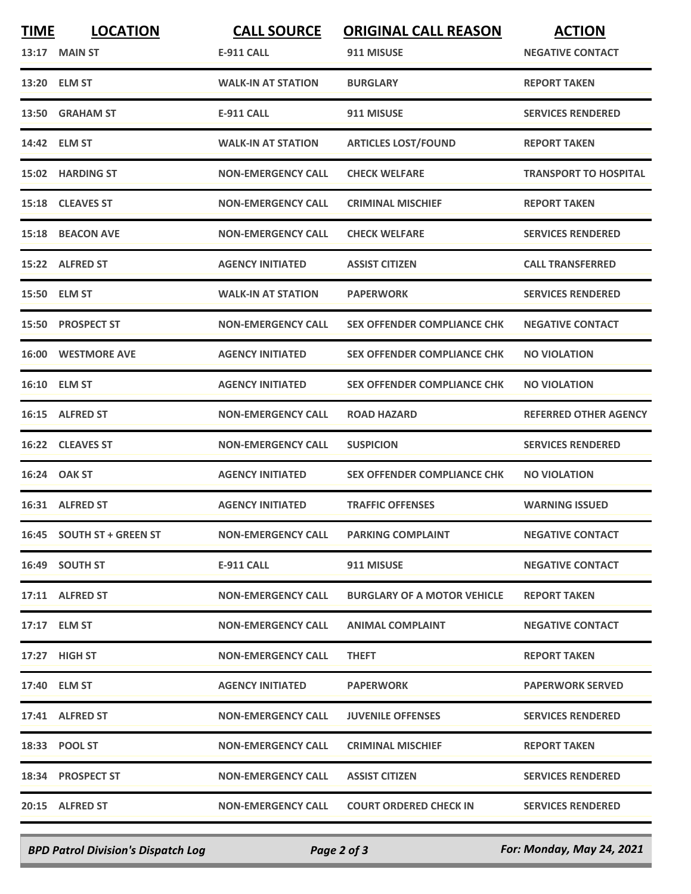| TIME | LOCATION | CALL SOURCE | ORIGINAL CALL REASON | ACTION |
|---|---|---|---|---|
| 13:17 | MAIN ST | E-911 CALL | 911 MISUSE | NEGATIVE CONTACT |
| 13:20 | ELM ST | WALK-IN AT STATION | BURGLARY | REPORT TAKEN |
| 13:50 | GRAHAM ST | E-911 CALL | 911 MISUSE | SERVICES RENDERED |
| 14:42 | ELM ST | WALK-IN AT STATION | ARTICLES LOST/FOUND | REPORT TAKEN |
| 15:02 | HARDING ST | NON-EMERGENCY CALL | CHECK WELFARE | TRANSPORT TO HOSPITAL |
| 15:18 | CLEAVES ST | NON-EMERGENCY CALL | CRIMINAL MISCHIEF | REPORT TAKEN |
| 15:18 | BEACON AVE | NON-EMERGENCY CALL | CHECK WELFARE | SERVICES RENDERED |
| 15:22 | ALFRED ST | AGENCY INITIATED | ASSIST CITIZEN | CALL TRANSFERRED |
| 15:50 | ELM ST | WALK-IN AT STATION | PAPERWORK | SERVICES RENDERED |
| 15:50 | PROSPECT ST | NON-EMERGENCY CALL | SEX OFFENDER COMPLIANCE CHK | NEGATIVE CONTACT |
| 16:00 | WESTMORE AVE | AGENCY INITIATED | SEX OFFENDER COMPLIANCE CHK | NO VIOLATION |
| 16:10 | ELM ST | AGENCY INITIATED | SEX OFFENDER COMPLIANCE CHK | NO VIOLATION |
| 16:15 | ALFRED ST | NON-EMERGENCY CALL | ROAD HAZARD | REFERRED OTHER AGENCY |
| 16:22 | CLEAVES ST | NON-EMERGENCY CALL | SUSPICION | SERVICES RENDERED |
| 16:24 | OAK ST | AGENCY INITIATED | SEX OFFENDER COMPLIANCE CHK | NO VIOLATION |
| 16:31 | ALFRED ST | AGENCY INITIATED | TRAFFIC OFFENSES | WARNING ISSUED |
| 16:45 | SOUTH ST + GREEN ST | NON-EMERGENCY CALL | PARKING COMPLAINT | NEGATIVE CONTACT |
| 16:49 | SOUTH ST | E-911 CALL | 911 MISUSE | NEGATIVE CONTACT |
| 17:11 | ALFRED ST | NON-EMERGENCY CALL | BURGLARY OF A MOTOR VEHICLE | REPORT TAKEN |
| 17:17 | ELM ST | NON-EMERGENCY CALL | ANIMAL COMPLAINT | NEGATIVE CONTACT |
| 17:27 | HIGH ST | NON-EMERGENCY CALL | THEFT | REPORT TAKEN |
| 17:40 | ELM ST | AGENCY INITIATED | PAPERWORK | PAPERWORK SERVED |
| 17:41 | ALFRED ST | NON-EMERGENCY CALL | JUVENILE OFFENSES | SERVICES RENDERED |
| 18:33 | POOL ST | NON-EMERGENCY CALL | CRIMINAL MISCHIEF | REPORT TAKEN |
| 18:34 | PROSPECT ST | NON-EMERGENCY CALL | ASSIST CITIZEN | SERVICES RENDERED |
| 20:15 | ALFRED ST | NON-EMERGENCY CALL | COURT ORDERED CHECK IN | SERVICES RENDERED |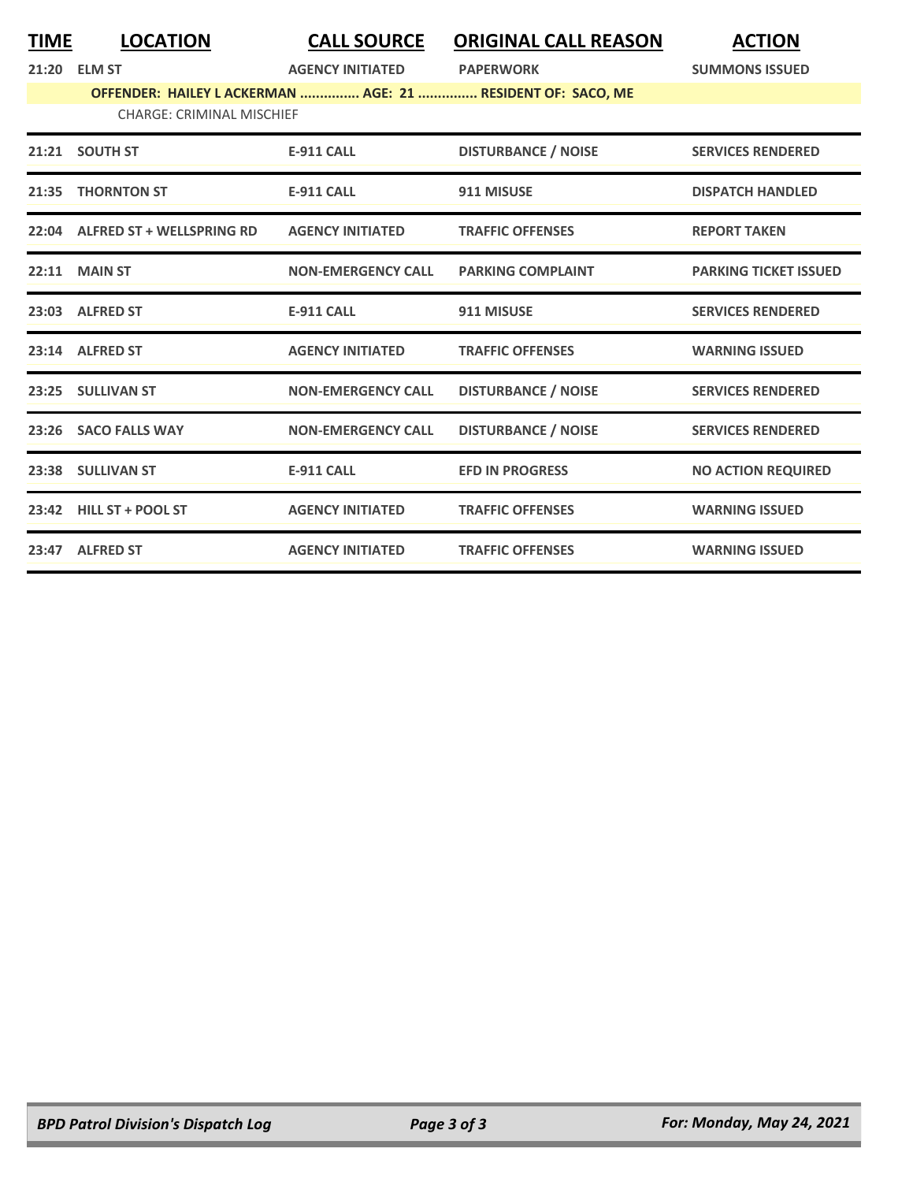| TIME | LOCATION | CALL SOURCE | ORIGINAL CALL REASON | ACTION |
|---|---|---|---|---|
| 21:20 | ELM ST | AGENCY INITIATED | PAPERWORK | SUMMONS ISSUED |
| | OFFENDER: HAILEY L ACKERMAN ............... AGE: 21 ............... RESIDENT OF: SACO, ME | | | |
| | CHARGE: CRIMINAL MISCHIEF | | | |
| 21:21 | SOUTH ST | E-911 CALL | DISTURBANCE / NOISE | SERVICES RENDERED |
| 21:35 | THORNTON ST | E-911 CALL | 911 MISUSE | DISPATCH HANDLED |
| 22:04 | ALFRED ST + WELLSPRING RD | AGENCY INITIATED | TRAFFIC OFFENSES | REPORT TAKEN |
| 22:11 | MAIN ST | NON-EMERGENCY CALL | PARKING COMPLAINT | PARKING TICKET ISSUED |
| 23:03 | ALFRED ST | E-911 CALL | 911 MISUSE | SERVICES RENDERED |
| 23:14 | ALFRED ST | AGENCY INITIATED | TRAFFIC OFFENSES | WARNING ISSUED |
| 23:25 | SULLIVAN ST | NON-EMERGENCY CALL | DISTURBANCE / NOISE | SERVICES RENDERED |
| 23:26 | SACO FALLS WAY | NON-EMERGENCY CALL | DISTURBANCE / NOISE | SERVICES RENDERED |
| 23:38 | SULLIVAN ST | E-911 CALL | EFD IN PROGRESS | NO ACTION REQUIRED |
| 23:42 | HILL ST + POOL ST | AGENCY INITIATED | TRAFFIC OFFENSES | WARNING ISSUED |
| 23:47 | ALFRED ST | AGENCY INITIATED | TRAFFIC OFFENSES | WARNING ISSUED |